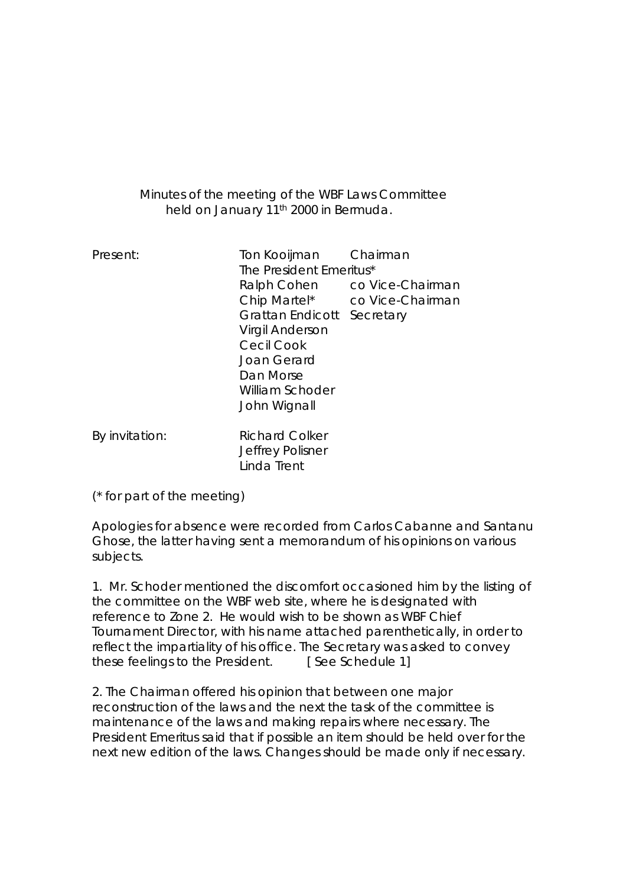Minutes of the meeting of the WBF Laws Committee held on January 11th 2000 in Bermuda.

| Present: | Ton Kooijman | Chairman |
| --- | --- | --- |
| | The President Emeritus* | |
| | Ralph Cohen | co Vice-Chairman |
| | Chip Martel* | co Vice-Chairman |
| | Grattan Endicott | Secretary |
| | Virgil Anderson | |
| | Cecil Cook | |
| | Joan Gerard | |
| | Dan Morse | |
| | William Schoder | |
| | John Wignall | |
| By invitation: | Richard Colker | |
| | Jeffrey Polisner | |
| | Linda Trent | |

(* for part of the meeting)

Apologies for absence were recorded from Carlos Cabanne and Santanu Ghose, the latter having sent a memorandum of his opinions on various subjects.

1. Mr. Schoder mentioned the discomfort occasioned him by the listing of the committee on the WBF web site, where he is designated with reference to Zone 2. He would wish to be shown as WBF Chief Tournament Director, with his name attached parenthetically, in order to reflect the impartiality of his office. The Secretary was asked to convey these feelings to the President. [ See Schedule 1]

2. The Chairman offered his opinion that between one major reconstruction of the laws and the next the task of the committee is maintenance of the laws and making repairs where necessary. The President Emeritus said that if possible an item should be held over for the next new edition of the laws. Changes should be made only if necessary.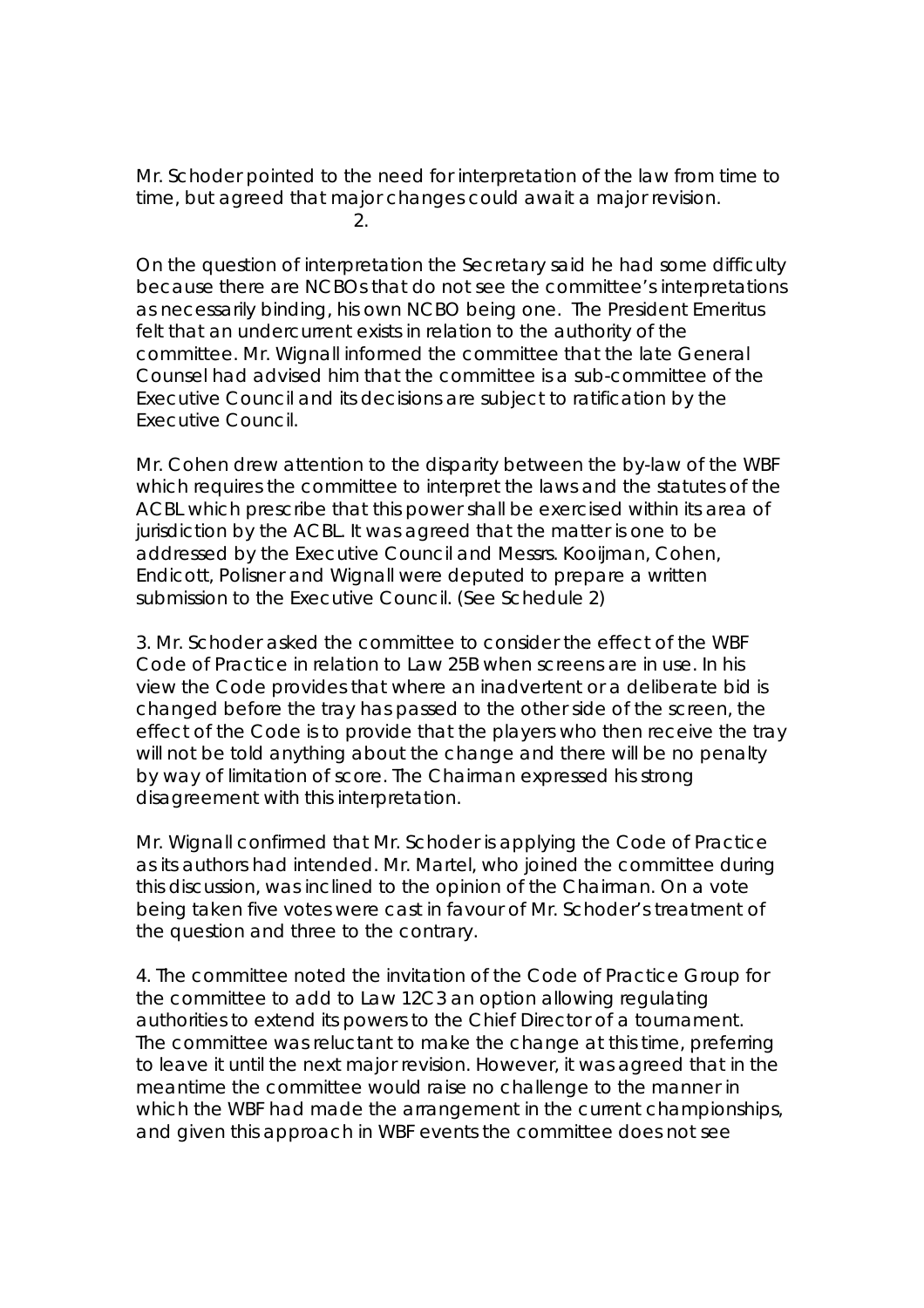Mr. Schoder pointed to the need for interpretation of the law from time to time, but agreed that major changes could await a major revision.

2.

On the question of interpretation the Secretary said he had some difficulty because there are NCBOs that do not see the committee's interpretations as necessarily binding, his own NCBO being one. The President Emeritus felt that an undercurrent exists in relation to the authority of the committee. Mr. Wignall informed the committee that the late General Counsel had advised him that the committee is a sub-committee of the Executive Council and its decisions are subject to ratification by the Executive Council.

Mr. Cohen drew attention to the disparity between the by-law of the WBF which requires the committee to interpret the laws and the statutes of the ACBL which prescribe that this power shall be exercised within its area of jurisdiction by the ACBL. It was agreed that the matter is one to be addressed by the Executive Council and Messrs. Kooijman, Cohen, Endicott, Polisner and Wignall were deputed to prepare a written submission to the Executive Council. (See Schedule 2)

3. Mr. Schoder asked the committee to consider the effect of the WBF Code of Practice in relation to Law 25B when screens are in use. In his view the Code provides that where an inadvertent or a deliberate bid is changed before the tray has passed to the other side of the screen, the effect of the Code is to provide that the players who then receive the tray will not be told anything about the change and there will be no penalty by way of limitation of score. The Chairman expressed his strong disagreement with this interpretation.

Mr. Wignall confirmed that Mr. Schoder is applying the Code of Practice as its authors had intended. Mr. Martel, who joined the committee during this discussion, was inclined to the opinion of the Chairman. On a vote being taken five votes were cast in favour of Mr. Schoder's treatment of the question and three to the contrary.

4. The committee noted the invitation of the Code of Practice Group for the committee to add to Law 12C3 an option allowing regulating authorities to extend its powers to the Chief Director of a tournament. The committee was reluctant to make the change at this time, preferring to leave it until the next major revision. However, it was agreed that in the meantime the committee would raise no challenge to the manner in which the WBF had made the arrangement in the current championships, and given this approach in WBF events the committee does not see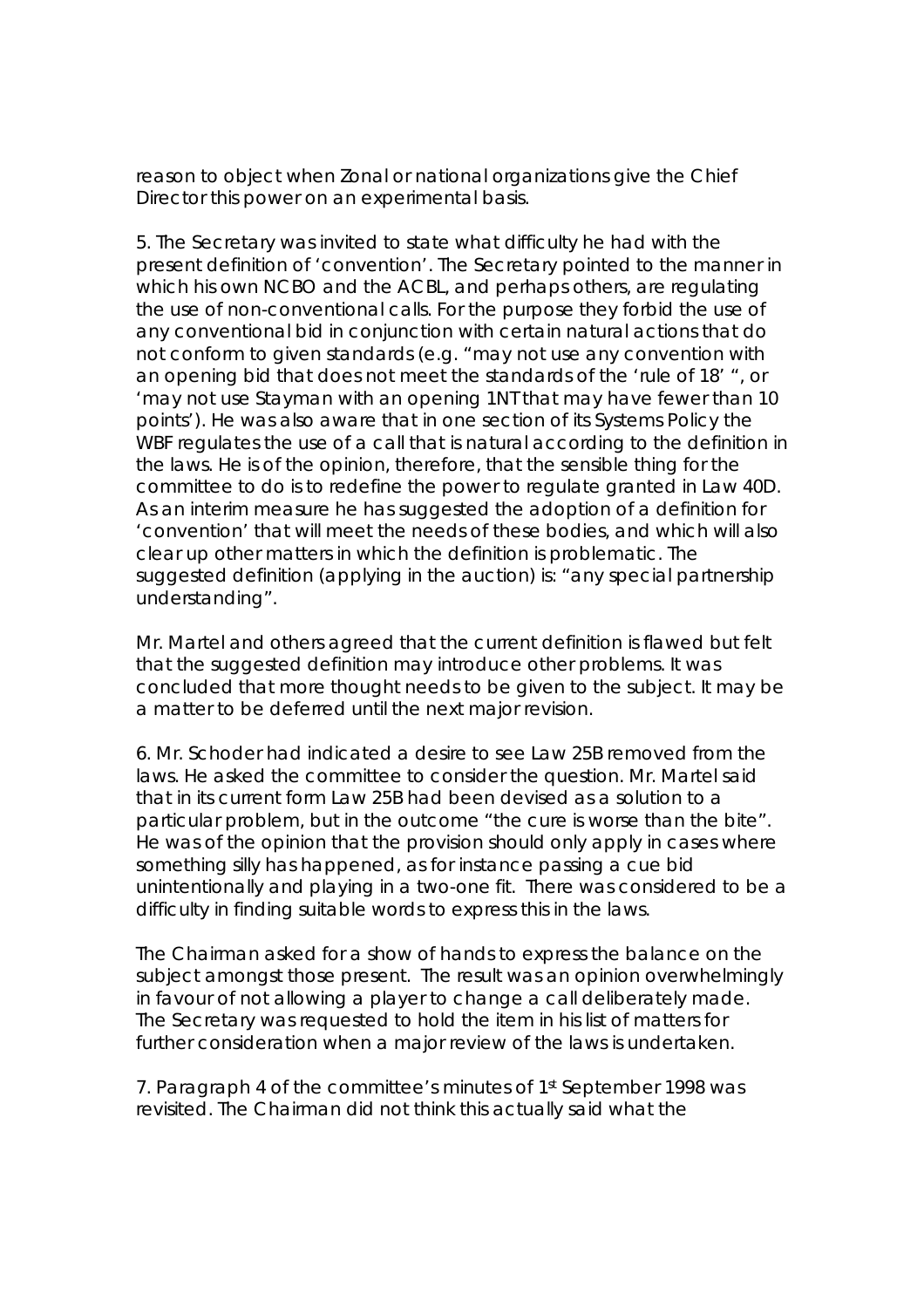reason to object when Zonal or national organizations give the Chief Director this power on an experimental basis.

5. The Secretary was invited to state what difficulty he had with the present definition of 'convention'. The Secretary pointed to the manner in which his own NCBO and the ACBL, and perhaps others, are regulating the use of non-conventional calls. For the purpose they forbid the use of any conventional bid in conjunction with certain natural actions that do not conform to given standards (e.g. "may not use any convention with an opening bid that does not meet the standards of the 'rule of 18' ", or 'may not use Stayman with an opening 1NT that may have fewer than 10 points'). He was also aware that in one section of its Systems Policy the WBF regulates the use of a call that is natural according to the definition in the laws. He is of the opinion, therefore, that the sensible thing for the committee to do is to redefine the power to regulate granted in Law 40D. As an interim measure he has suggested the adoption of a definition for 'convention' that will meet the needs of these bodies, and which will also clear up other matters in which the definition is problematic. The suggested definition (applying in the auction) is: "any special partnership understanding".

Mr. Martel and others agreed that the current definition is flawed but felt that the suggested definition may introduce other problems. It was concluded that more thought needs to be given to the subject. It may be a matter to be deferred until the next major revision.

6. Mr. Schoder had indicated a desire to see Law 25B removed from the laws. He asked the committee to consider the question. Mr. Martel said that in its current form Law 25B had been devised as a solution to a particular problem, but in the outcome "the cure is worse than the bite". He was of the opinion that the provision should only apply in cases where something silly has happened, as for instance passing a cue bid unintentionally and playing in a two-one fit. There was considered to be a difficulty in finding suitable words to express this in the laws.

The Chairman asked for a show of hands to express the balance on the subject amongst those present. The result was an opinion overwhelmingly in favour of not allowing a player to change a call deliberately made. The Secretary was requested to hold the item in his list of matters for further consideration when a major review of the laws is undertaken.

7. Paragraph 4 of the committee's minutes of 1st September 1998 was revisited. The Chairman did not think this actually said what the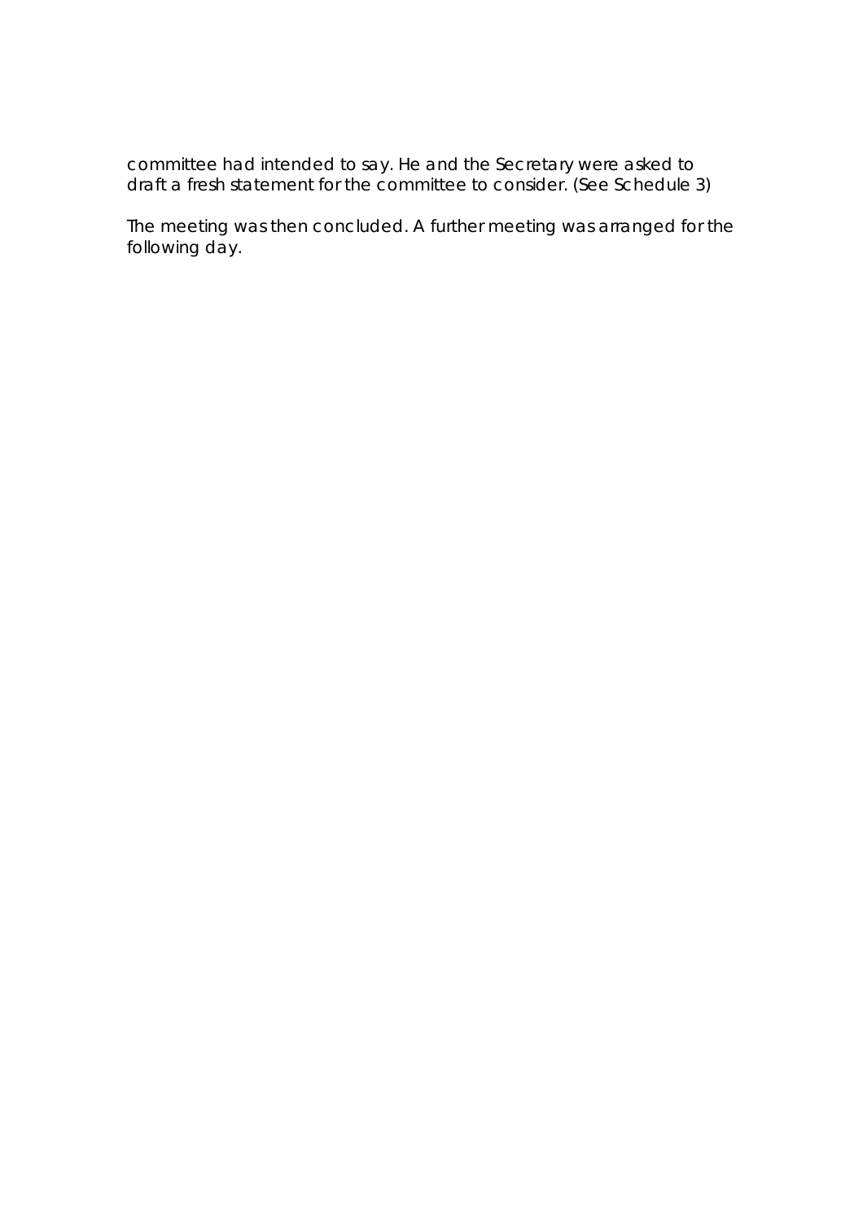committee had intended to say. He and the Secretary were asked to draft a fresh statement for the committee to consider. (See Schedule 3)

The meeting was then concluded. A further meeting was arranged for the following day.